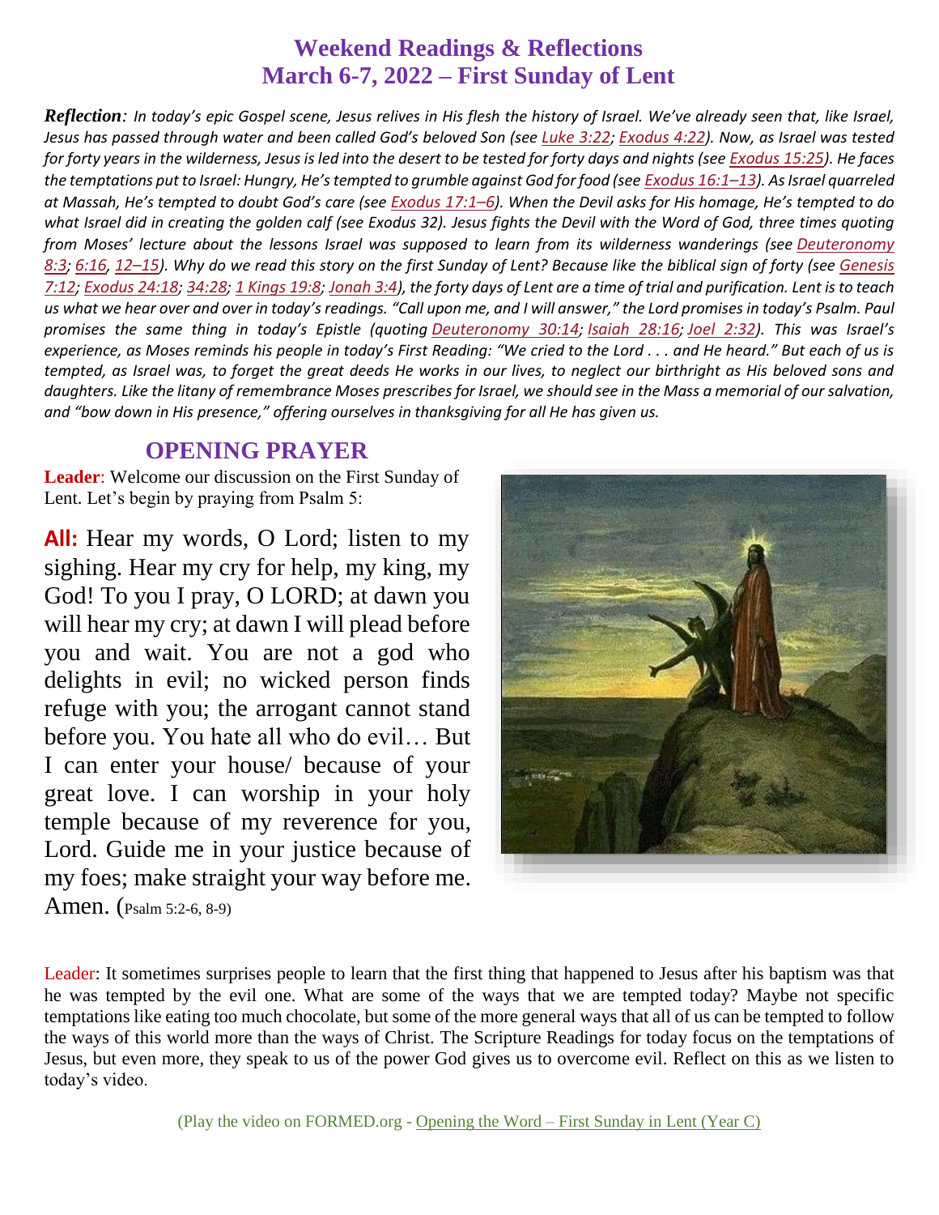# Weekend Readings & Reflections
## March 6-7, 2022 – First Sunday of Lent

***Reflection**: In today's epic Gospel scene, Jesus relives in His flesh the history of Israel. We've already seen that, like Israel, Jesus has passed through water and been called God's beloved Son (see Luke 3:22; Exodus 4:22). Now, as Israel was tested for forty years in the wilderness, Jesus is led into the desert to be tested for forty days and nights (see Exodus 15:25). He faces the temptations put to Israel: Hungry, He's tempted to grumble against God for food (see Exodus 16:1–13). As Israel quarreled at Massah, He's tempted to doubt God's care (see Exodus 17:1–6). When the Devil asks for His homage, He's tempted to do what Israel did in creating the golden calf (see Exodus 32). Jesus fights the Devil with the Word of God, three times quoting from Moses' lecture about the lessons Israel was supposed to learn from its wilderness wanderings (see Deuteronomy 8:3; 6:16, 12–15). Why do we read this story on the first Sunday of Lent? Because like the biblical sign of forty (see Genesis 7:12; Exodus 24:18; 34:28; 1 Kings 19:8; Jonah 3:4), the forty days of Lent are a time of trial and purification. Lent is to teach us what we hear over and over in today's readings. "Call upon me, and I will answer," the Lord promises in today's Psalm. Paul promises the same thing in today's Epistle (quoting Deuteronomy 30:14; Isaiah 28:16; Joel 2:32). This was Israel's experience, as Moses reminds his people in today's First Reading: "We cried to the Lord . . . and He heard." But each of us is tempted, as Israel was, to forget the great deeds He works in our lives, to neglect our birthright as His beloved sons and daughters. Like the litany of remembrance Moses prescribes for Israel, we should see in the Mass a memorial of our salvation, and "bow down in His presence," offering ourselves in thanksgiving for all He has given us.*

## OPENING PRAYER

**Leader**: Welcome our discussion on the First Sunday of Lent. Let's begin by praying from Psalm 5:

**All:** Hear my words, O Lord; listen to my sighing. Hear my cry for help, my king, my God! To you I pray, O LORD; at dawn you will hear my cry; at dawn I will plead before you and wait. You are not a god who delights in evil; no wicked person finds refuge with you; the arrogant cannot stand before you. You hate all who do evil… But I can enter your house/ because of your great love. I can worship in your holy temple because of my reverence for you, Lord. Guide me in your justice because of my foes; make straight your way before me. Amen. (Psalm 5:2-6, 8-9)

Leader: It sometimes surprises people to learn that the first thing that happened to Jesus after his baptism was that he was tempted by the evil one. What are some of the ways that we are tempted today? Maybe not specific temptations like eating too much chocolate, but some of the more general ways that all of us can be tempted to follow the ways of this world more than the ways of Christ. The Scripture Readings for today focus on the temptations of Jesus, but even more, they speak to us of the power God gives us to overcome evil. Reflect on this as we listen to today's video.

(Play the video on FORMED.org - Opening the Word – First Sunday in Lent (Year C))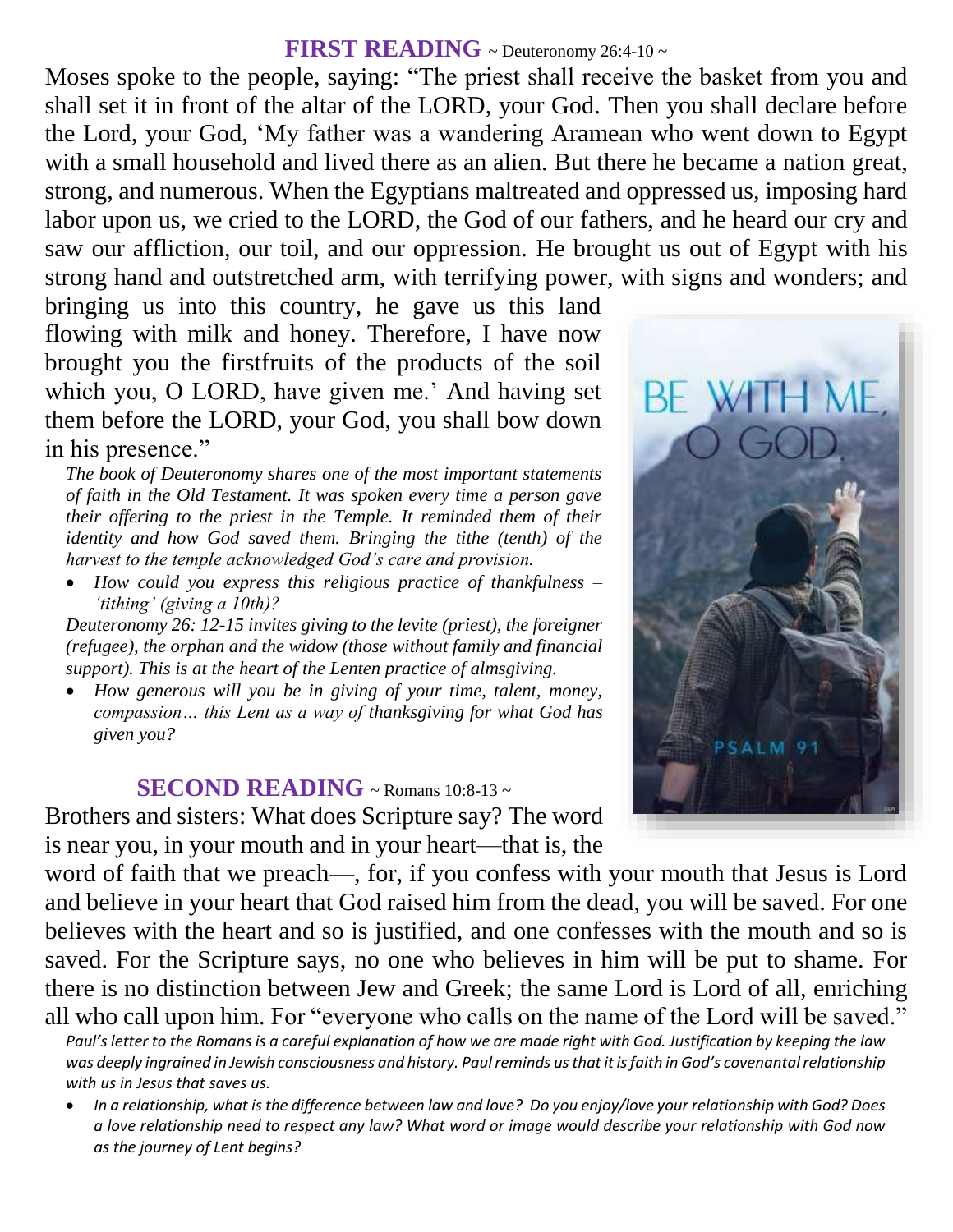## FIRST READING ~ Deuteronomy 26:4-10 ~

Moses spoke to the people, saying: "The priest shall receive the basket from you and shall set it in front of the altar of the LORD, your God. Then you shall declare before the Lord, your God, 'My father was a wandering Aramean who went down to Egypt with a small household and lived there as an alien. But there he became a nation great, strong, and numerous. When the Egyptians maltreated and oppressed us, imposing hard labor upon us, we cried to the LORD, the God of our fathers, and he heard our cry and saw our affliction, our toil, and our oppression. He brought us out of Egypt with his strong hand and outstretched arm, with terrifying power, with signs and wonders; and bringing us into this country, he gave us this land flowing with milk and honey. Therefore, I have now brought you the firstfruits of the products of the soil which you, O LORD, have given me.' And having set them before the LORD, your God, you shall bow down in his presence."

*The book of Deuteronomy shares one of the most important statements of faith in the Old Testament. It was spoken every time a person gave their offering to the priest in the Temple. It reminded them of their identity and how God saved them. Bringing the tithe (tenth) of the harvest to the temple acknowledged God's care and provision.*

- *How could you express this religious practice of thankfulness – 'tithing' (giving a 10th)?*

*Deuteronomy 26: 12-15 invites giving to the levite (priest), the foreigner (refugee), the orphan and the widow (those without family and financial support). This is at the heart of the Lenten practice of almsgiving.*

- *How generous will you be in giving of your time, talent, money, compassion… this Lent as a way of thanksgiving for what God has given you?*

BE WITH ME, O GOD.

PSALM 91

## SECOND READING ~ Romans 10:8-13 ~

Brothers and sisters: What does Scripture say? The word is near you, in your mouth and in your heart—that is, the word of faith that we preach—, for, if you confess with your mouth that Jesus is Lord and believe in your heart that God raised him from the dead, you will be saved. For one believes with the heart and so is justified, and one confesses with the mouth and so is saved. For the Scripture says, no one who believes in him will be put to shame. For there is no distinction between Jew and Greek; the same Lord is Lord of all, enriching all who call upon him. For "everyone who calls on the name of the Lord will be saved."

*Paul's letter to the Romans is a careful explanation of how we are made right with God. Justification by keeping the law was deeply ingrained in Jewish consciousness and history. Paul reminds us that it is faith in God's covenantal relationship with us in Jesus that saves us.*

- *In a relationship, what is the difference between law and love? Do you enjoy/love your relationship with God? Does a love relationship need to respect any law? What word or image would describe your relationship with God now as the journey of Lent begins?*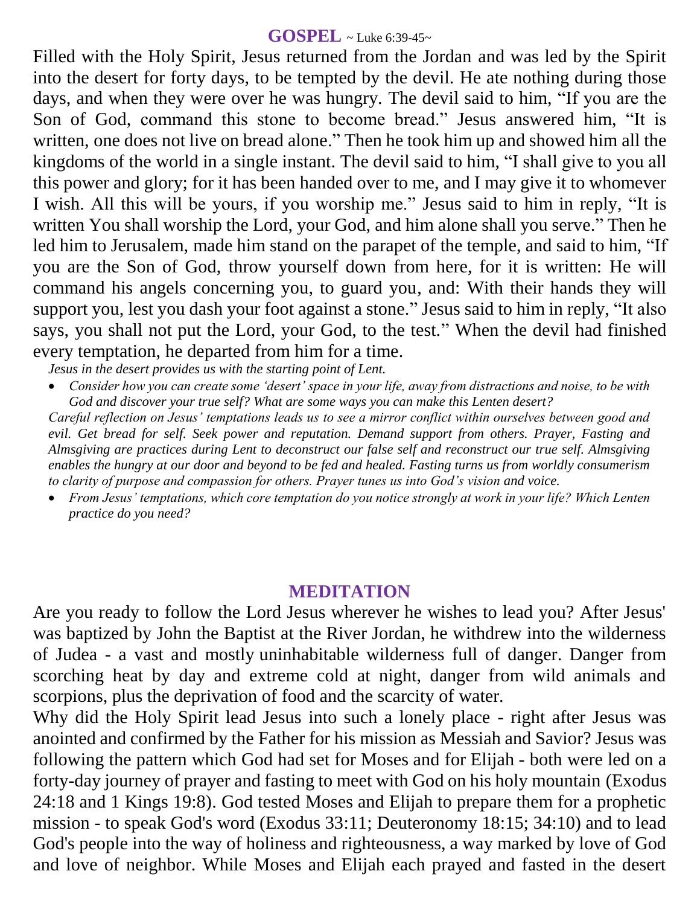## GOSPEL ~ Luke 6:39-45~

Filled with the Holy Spirit, Jesus returned from the Jordan and was led by the Spirit into the desert for forty days, to be tempted by the devil. He ate nothing during those days, and when they were over he was hungry. The devil said to him, "If you are the Son of God, command this stone to become bread." Jesus answered him, "It is written, one does not live on bread alone." Then he took him up and showed him all the kingdoms of the world in a single instant. The devil said to him, "I shall give to you all this power and glory; for it has been handed over to me, and I may give it to whomever I wish. All this will be yours, if you worship me." Jesus said to him in reply, "It is written You shall worship the Lord, your God, and him alone shall you serve." Then he led him to Jerusalem, made him stand on the parapet of the temple, and said to him, "If you are the Son of God, throw yourself down from here, for it is written: He will command his angels concerning you, to guard you, and: With their hands they will support you, lest you dash your foot against a stone." Jesus said to him in reply, "It also says, you shall not put the Lord, your God, to the test." When the devil had finished every temptation, he departed from him for a time.

*Jesus in the desert provides us with the starting point of Lent.*

- *Consider how you can create some 'desert' space in your life, away from distractions and noise, to be with God and discover your true self? What are some ways you can make this Lenten desert?*

*Careful reflection on Jesus' temptations leads us to see a mirror conflict within ourselves between good and evil. Get bread for self. Seek power and reputation. Demand support from others. Prayer, Fasting and Almsgiving are practices during Lent to deconstruct our false self and reconstruct our true self. Almsgiving enables the hungry at our door and beyond to be fed and healed. Fasting turns us from worldly consumerism to clarity of purpose and compassion for others. Prayer tunes us into God's vision and voice.*

- *From Jesus' temptations, which core temptation do you notice strongly at work in your life? Which Lenten practice do you need?*

## MEDITATION

Are you ready to follow the Lord Jesus wherever he wishes to lead you? After Jesus' was baptized by John the Baptist at the River Jordan, he withdrew into the wilderness of Judea - a vast and mostly uninhabitable wilderness full of danger. Danger from scorching heat by day and extreme cold at night, danger from wild animals and scorpions, plus the deprivation of food and the scarcity of water.

Why did the Holy Spirit lead Jesus into such a lonely place - right after Jesus was anointed and confirmed by the Father for his mission as Messiah and Savior? Jesus was following the pattern which God had set for Moses and for Elijah - both were led on a forty-day journey of prayer and fasting to meet with God on his holy mountain (Exodus 24:18 and 1 Kings 19:8). God tested Moses and Elijah to prepare them for a prophetic mission - to speak God's word (Exodus 33:11; Deuteronomy 18:15; 34:10) and to lead God's people into the way of holiness and righteousness, a way marked by love of God and love of neighbor. While Moses and Elijah each prayed and fasted in the desert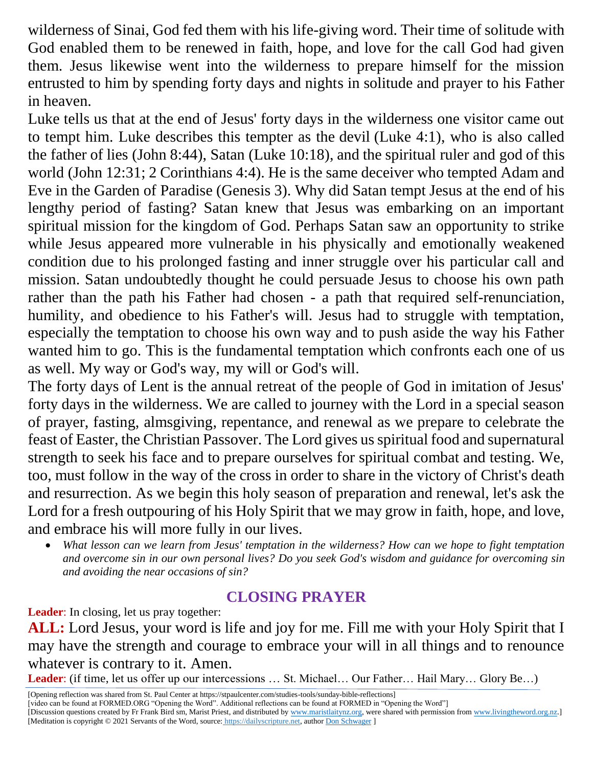wilderness of Sinai, God fed them with his life-giving word. Their time of solitude with God enabled them to be renewed in faith, hope, and love for the call God had given them. Jesus likewise went into the wilderness to prepare himself for the mission entrusted to him by spending forty days and nights in solitude and prayer to his Father in heaven.

Luke tells us that at the end of Jesus' forty days in the wilderness one visitor came out to tempt him. Luke describes this tempter as the devil (Luke 4:1), who is also called the father of lies (John 8:44), Satan (Luke 10:18), and the spiritual ruler and god of this world (John 12:31; 2 Corinthians 4:4). He is the same deceiver who tempted Adam and Eve in the Garden of Paradise (Genesis 3). Why did Satan tempt Jesus at the end of his lengthy period of fasting? Satan knew that Jesus was embarking on an important spiritual mission for the kingdom of God. Perhaps Satan saw an opportunity to strike while Jesus appeared more vulnerable in his physically and emotionally weakened condition due to his prolonged fasting and inner struggle over his particular call and mission. Satan undoubtedly thought he could persuade Jesus to choose his own path rather than the path his Father had chosen - a path that required self-renunciation, humility, and obedience to his Father's will. Jesus had to struggle with temptation, especially the temptation to choose his own way and to push aside the way his Father wanted him to go. This is the fundamental temptation which confronts each one of us as well. My way or God's way, my will or God's will.

The forty days of Lent is the annual retreat of the people of God in imitation of Jesus' forty days in the wilderness. We are called to journey with the Lord in a special season of prayer, fasting, almsgiving, repentance, and renewal as we prepare to celebrate the feast of Easter, the Christian Passover. The Lord gives us spiritual food and supernatural strength to seek his face and to prepare ourselves for spiritual combat and testing. We, too, must follow in the way of the cross in order to share in the victory of Christ's death and resurrection. As we begin this holy season of preparation and renewal, let's ask the Lord for a fresh outpouring of his Holy Spirit that we may grow in faith, hope, and love, and embrace his will more fully in our lives.

- *What lesson can we learn from Jesus' temptation in the wilderness? How can we hope to fight temptation and overcome sin in our own personal lives? Do you seek God's wisdom and guidance for overcoming sin and avoiding the near occasions of sin?*

## CLOSING PRAYER

**Leader**: In closing, let us pray together:

**ALL:** Lord Jesus, your word is life and joy for me. Fill me with your Holy Spirit that I may have the strength and courage to embrace your will in all things and to renounce whatever is contrary to it. Amen.

**Leader**: (if time, let us offer up our intercessions … St. Michael… Our Father… Hail Mary… Glory Be…)

[Opening reflection was shared from St. Paul Center at https://stpaulcenter.com/studies-tools/sunday-bible-reflections]
[video can be found at FORMED.ORG "Opening the Word". Additional reflections can be found at FORMED in "Opening the Word"]
[Discussion questions created by Fr Frank Bird sm, Marist Priest, and distributed by www.maristlaitynz.org, were shared with permission from www.livingtheword.org.nz.]
[Meditation is copyright © 2021 Servants of the Word, source: https://dailyscripture.net, author Don Schwager ]